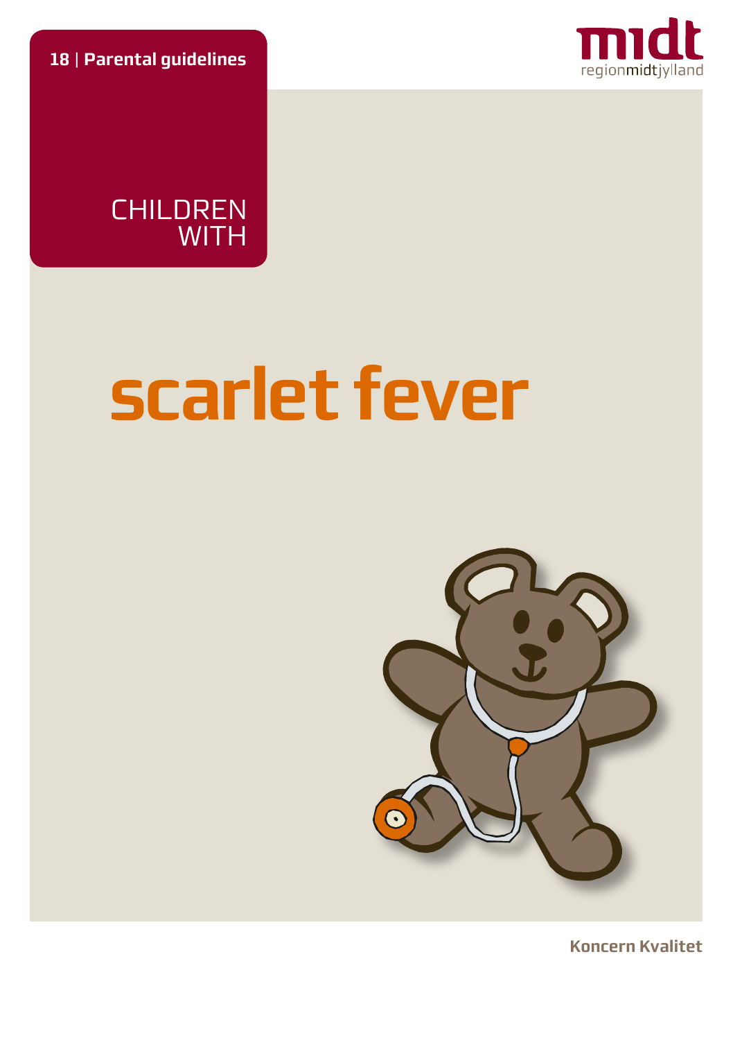**18 | Parental guidelines**

midt
regionmidtjylland

CHILDREN WITH

# scarlet fever

**Koncern Kvalitet**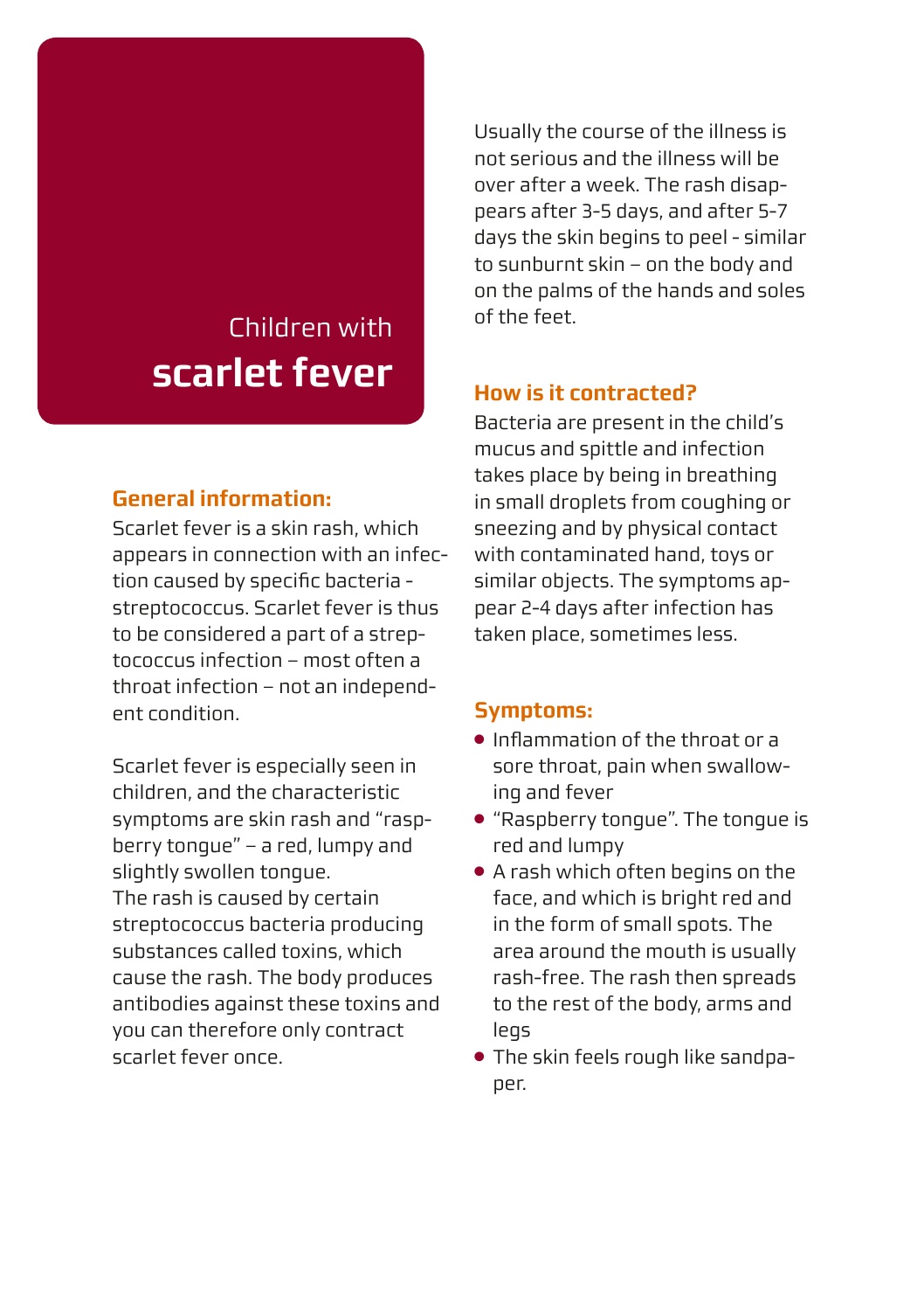# Children with **scarlet fever**

## General information:

Scarlet fever is a skin rash, which appears in connection with an infection caused by specific bacteria - streptococcus. Scarlet fever is thus to be considered a part of a streptococcus infection – most often a throat infection – not an independent condition.

Scarlet fever is especially seen in children, and the characteristic symptoms are skin rash and "raspberry tongue" – a red, lumpy and slightly swollen tongue.
The rash is caused by certain streptococcus bacteria producing substances called toxins, which cause the rash. The body produces antibodies against these toxins and you can therefore only contract scarlet fever once.

Usually the course of the illness is not serious and the illness will be over after a week. The rash disappears after 3-5 days, and after 5-7 days the skin begins to peel - similar to sunburnt skin – on the body and on the palms of the hands and soles of the feet.

## How is it contracted?

Bacteria are present in the child's mucus and spittle and infection takes place by being in breathing in small droplets from coughing or sneezing and by physical contact with contaminated hand, toys or similar objects. The symptoms appear 2-4 days after infection has taken place, sometimes less.

## Symptoms:

- Inflammation of the throat or a sore throat, pain when swallowing and fever
- "Raspberry tongue". The tongue is red and lumpy
- A rash which often begins on the face, and which is bright red and in the form of small spots. The area around the mouth is usually rash-free. The rash then spreads to the rest of the body, arms and legs
- The skin feels rough like sandpaper.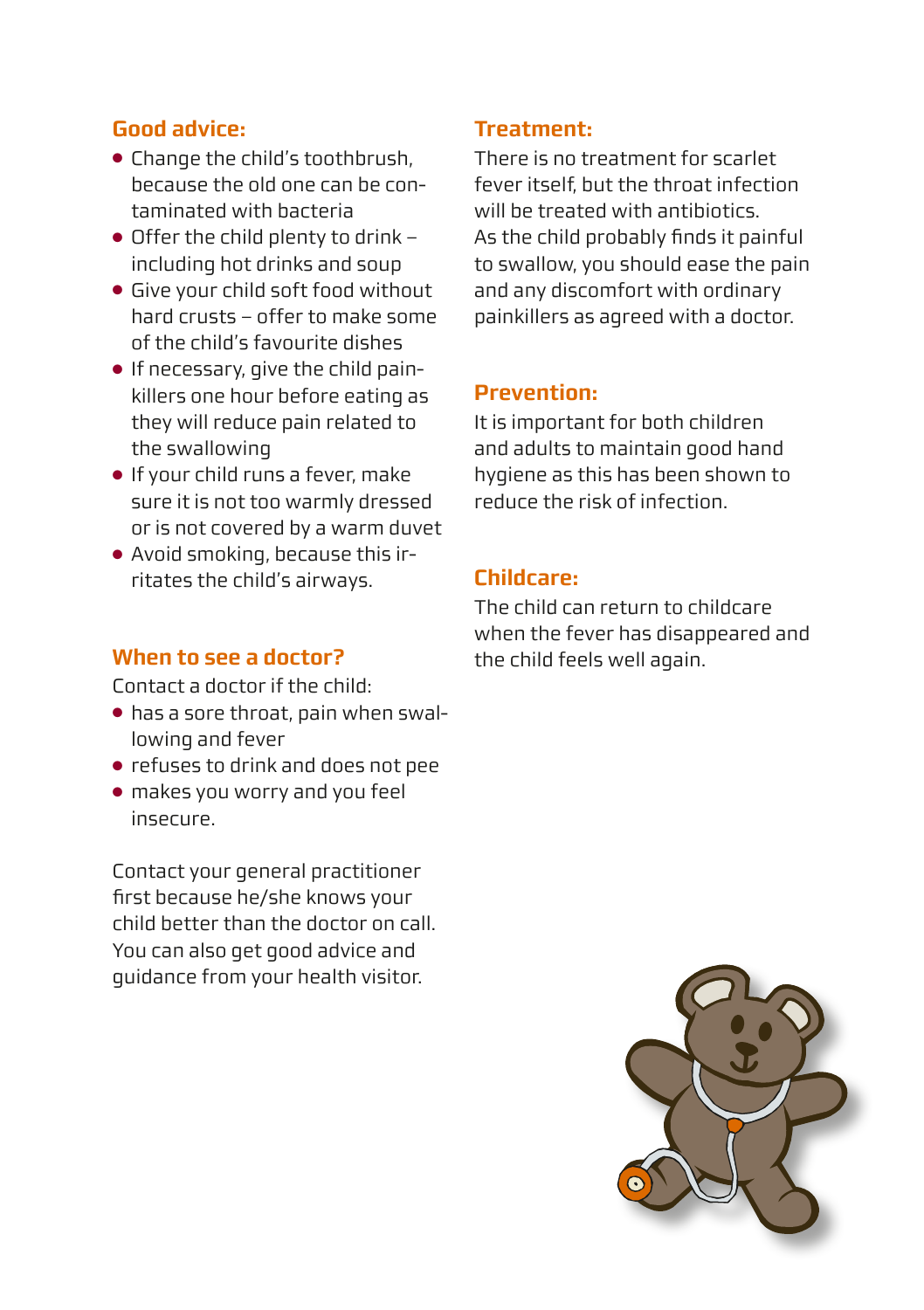## Good advice:

- Change the child's toothbrush, because the old one can be contaminated with bacteria
- Offer the child plenty to drink – including hot drinks and soup
- Give your child soft food without hard crusts – offer to make some of the child's favourite dishes
- If necessary, give the child painkillers one hour before eating as they will reduce pain related to the swallowing
- If your child runs a fever, make sure it is not too warmly dressed or is not covered by a warm duvet
- Avoid smoking, because this irritates the child's airways.

## When to see a doctor?

Contact a doctor if the child:

- has a sore throat, pain when swallowing and fever
- refuses to drink and does not pee
- makes you worry and you feel insecure.

Contact your general practitioner first because he/she knows your child better than the doctor on call. You can also get good advice and guidance from your health visitor.

## Treatment:

There is no treatment for scarlet fever itself, but the throat infection will be treated with antibiotics. As the child probably finds it painful to swallow, you should ease the pain and any discomfort with ordinary painkillers as agreed with a doctor.

## Prevention:

It is important for both children and adults to maintain good hand hygiene as this has been shown to reduce the risk of infection.

## Childcare:

The child can return to childcare when the fever has disappeared and the child feels well again.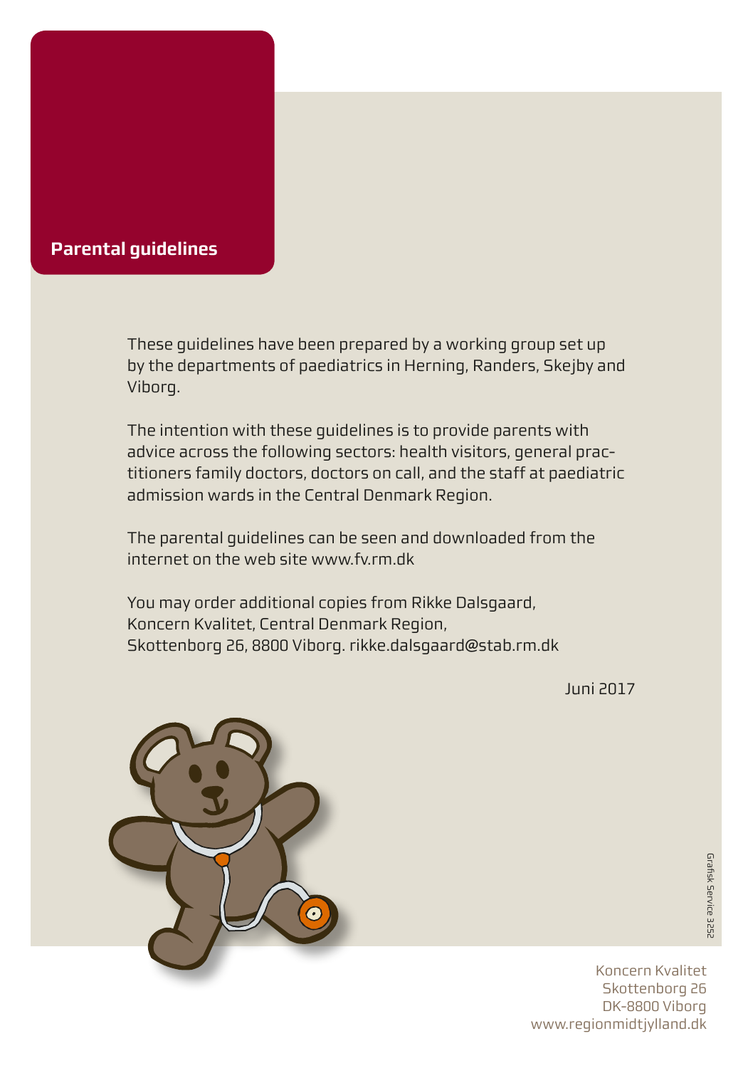**Parental guidelines**

These guidelines have been prepared by a working group set up by the departments of paediatrics in Herning, Randers, Skejby and Viborg.

The intention with these guidelines is to provide parents with advice across the following sectors: health visitors, general practitioners family doctors, doctors on call, and the staff at paediatric admission wards in the Central Denmark Region.

The parental guidelines can be seen and downloaded from the internet on the web site www.fv.rm.dk

You may order additional copies from Rikke Dalsgaard, Koncern Kvalitet, Central Denmark Region, Skottenborg 26, 8800 Viborg. rikke.dalsgaard@stab.rm.dk

Juni 2017

Grafisk Service 3252

Koncern Kvalitet
Skottenborg 26
DK-8800 Viborg
www.regionmidtjylland.dk